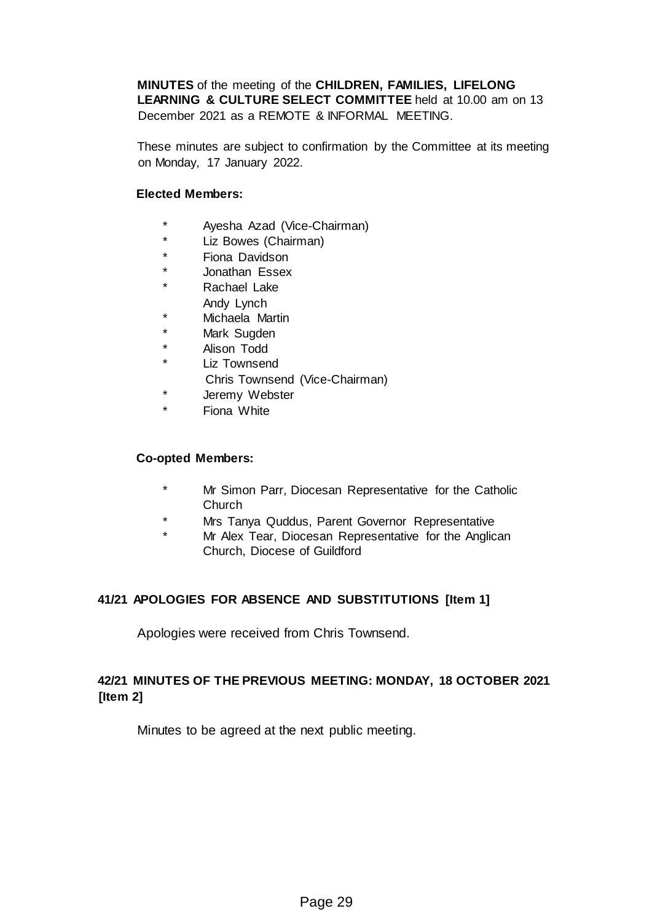**MINUTES** of the meeting of the **CHILDREN, FAMILIES, LIFELONG LEARNING & CULTURE SELECT COMMITTEE** held at 10.00 am on 13 December 2021 as a REMOTE & INFORMAL MEETING.

These minutes are subject to confirmation by the Committee at its meeting on Monday, 17 January 2022.

**Elected Members:**

- \* Ayesha Azad (Vice-Chairman)
- \* Liz Bowes (Chairman)
- \* Fiona Davidson
- \* Jonathan Essex
- \* Rachael Lake
- Andy Lynch
- \* Michaela Martin
- \* Mark Sugden
- \* Alison Todd
- \* Liz Townsend
- Chris Townsend (Vice-Chairman)
- \* Jeremy Webster
- \* Fiona White

**Co-opted Members:**

- \* Mr Simon Parr, Diocesan Representative for the Catholic Church
- \* Mrs Tanya Quddus, Parent Governor Representative
- \* Mr Alex Tear, Diocesan Representative for the Anglican Church, Diocese of Guildford

## 41/21 APOLOGIES FOR ABSENCE AND SUBSTITUTIONS [Item 1]

Apologies were received from Chris Townsend.

## 42/21 MINUTES OF THE PREVIOUS MEETING: MONDAY, 18 OCTOBER 2021 [Item 2]

Minutes to be agreed at the next public meeting.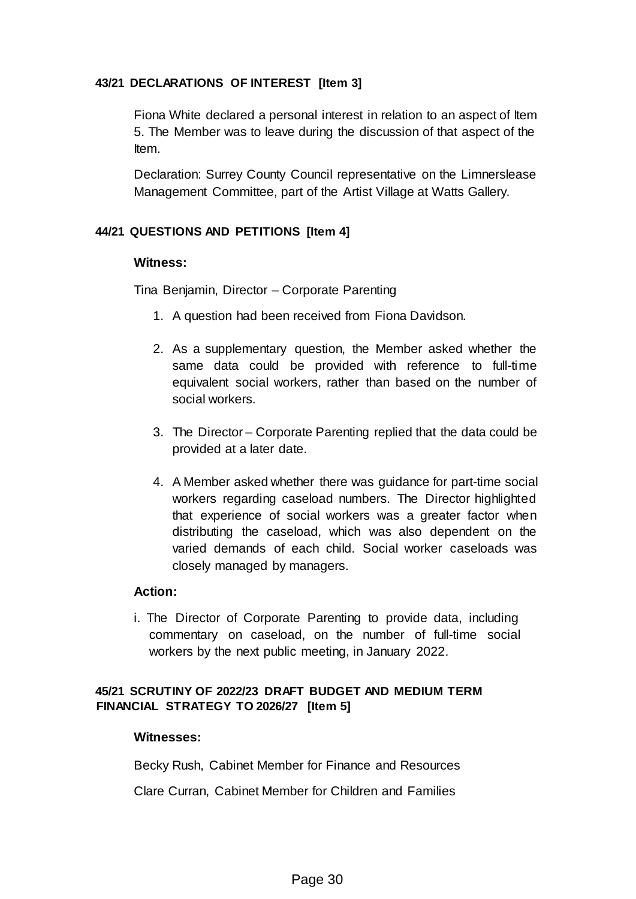**43/21 DECLARATIONS OF INTEREST [Item 3]**

Fiona White declared a personal interest in relation to an aspect of Item 5. The Member was to leave during the discussion of that aspect of the Item.

Declaration: Surrey County Council representative on the Limnerslease Management Committee, part of the Artist Village at Watts Gallery.

**44/21 QUESTIONS AND PETITIONS [Item 4]**

**Witness:**

Tina Benjamin, Director – Corporate Parenting

1. A question had been received from Fiona Davidson.
2. As a supplementary question, the Member asked whether the same data could be provided with reference to full-time equivalent social workers, rather than based on the number of social workers.
3. The Director – Corporate Parenting replied that the data could be provided at a later date.
4. A Member asked whether there was guidance for part-time social workers regarding caseload numbers. The Director highlighted that experience of social workers was a greater factor when distributing the caseload, which was also dependent on the varied demands of each child. Social worker caseloads was closely managed by managers.

**Action:**

i. The Director of Corporate Parenting to provide data, including commentary on caseload, on the number of full-time social workers by the next public meeting, in January 2022.

**45/21 SCRUTINY OF 2022/23 DRAFT BUDGET AND MEDIUM TERM FINANCIAL STRATEGY TO 2026/27 [Item 5]**

**Witnesses:**

Becky Rush, Cabinet Member for Finance and Resources

Clare Curran, Cabinet Member for Children and Families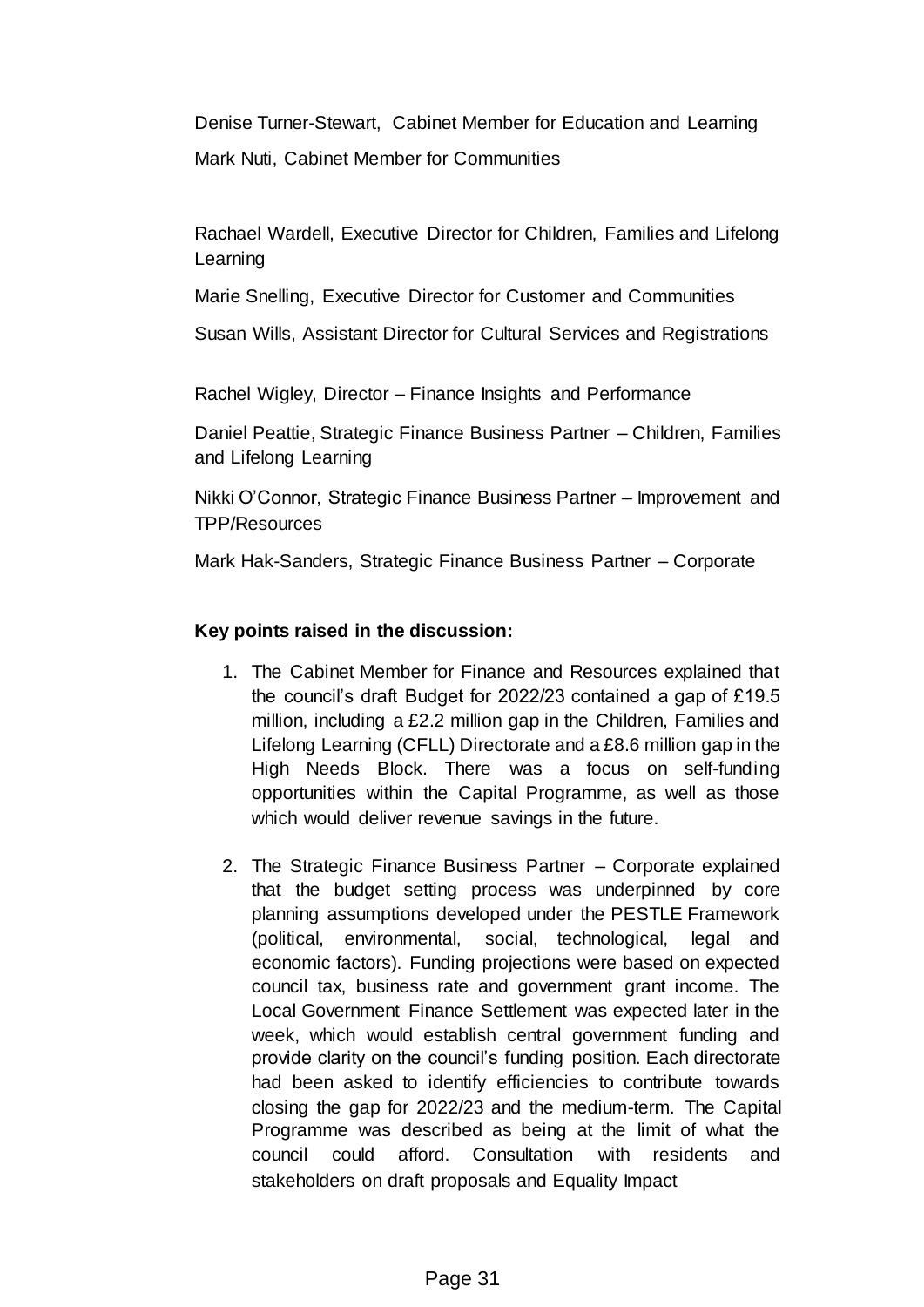Denise Turner-Stewart, Cabinet Member for Education and Learning

Mark Nuti, Cabinet Member for Communities

Rachael Wardell, Executive Director for Children, Families and Lifelong Learning

Marie Snelling, Executive Director for Customer and Communities

Susan Wills, Assistant Director for Cultural Services and Registrations

Rachel Wigley, Director – Finance Insights and Performance

Daniel Peattie, Strategic Finance Business Partner – Children, Families and Lifelong Learning

Nikki O'Connor, Strategic Finance Business Partner – Improvement and TPP/Resources

Mark Hak-Sanders, Strategic Finance Business Partner – Corporate

**Key points raised in the discussion:**

1. The Cabinet Member for Finance and Resources explained that the council's draft Budget for 2022/23 contained a gap of £19.5 million, including a £2.2 million gap in the Children, Families and Lifelong Learning (CFLL) Directorate and a £8.6 million gap in the High Needs Block. There was a focus on self-funding opportunities within the Capital Programme, as well as those which would deliver revenue savings in the future.

2. The Strategic Finance Business Partner – Corporate explained that the budget setting process was underpinned by core planning assumptions developed under the PESTLE Framework (political, environmental, social, technological, legal and economic factors). Funding projections were based on expected council tax, business rate and government grant income. The Local Government Finance Settlement was expected later in the week, which would establish central government funding and provide clarity on the council's funding position. Each directorate had been asked to identify efficiencies to contribute towards closing the gap for 2022/23 and the medium-term. The Capital Programme was described as being at the limit of what the council could afford. Consultation with residents and stakeholders on draft proposals and Equality Impact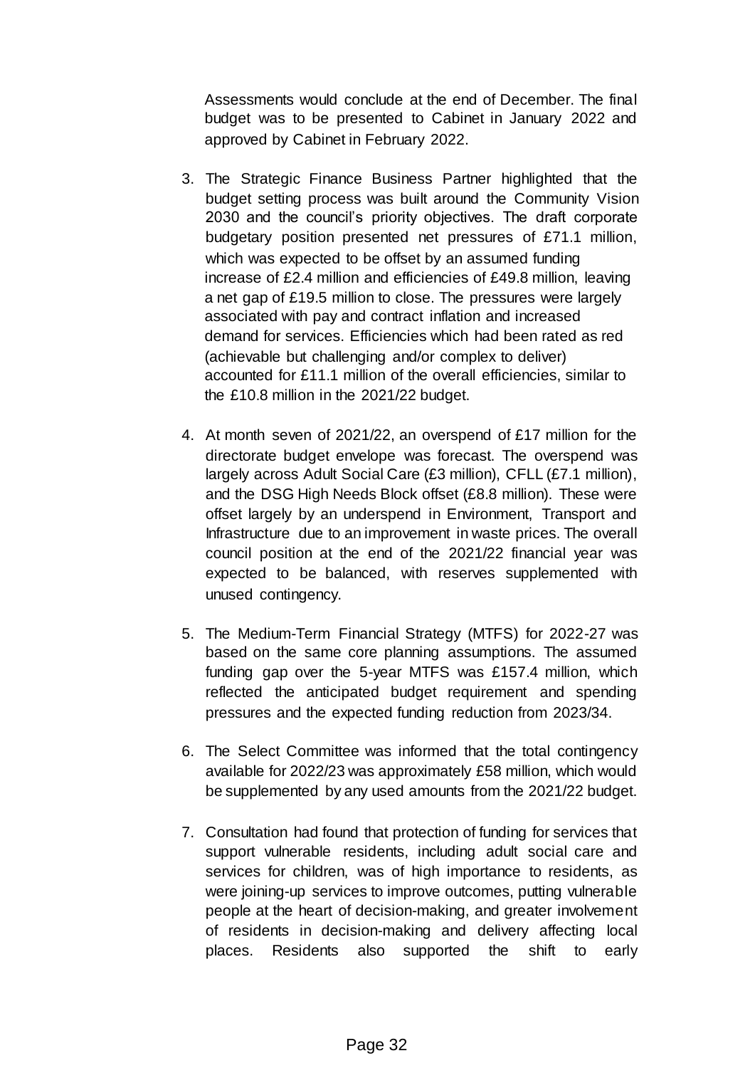Assessments would conclude at the end of December. The final budget was to be presented to Cabinet in January 2022 and approved by Cabinet in February 2022.

3. The Strategic Finance Business Partner highlighted that the budget setting process was built around the Community Vision 2030 and the council's priority objectives. The draft corporate budgetary position presented net pressures of £71.1 million, which was expected to be offset by an assumed funding increase of £2.4 million and efficiencies of £49.8 million, leaving a net gap of £19.5 million to close. The pressures were largely associated with pay and contract inflation and increased demand for services. Efficiencies which had been rated as red (achievable but challenging and/or complex to deliver) accounted for £11.1 million of the overall efficiencies, similar to the £10.8 million in the 2021/22 budget.

4. At month seven of 2021/22, an overspend of £17 million for the directorate budget envelope was forecast. The overspend was largely across Adult Social Care (£3 million), CFLL (£7.1 million), and the DSG High Needs Block offset (£8.8 million). These were offset largely by an underspend in Environment, Transport and Infrastructure due to an improvement in waste prices. The overall council position at the end of the 2021/22 financial year was expected to be balanced, with reserves supplemented with unused contingency.

5. The Medium-Term Financial Strategy (MTFS) for 2022-27 was based on the same core planning assumptions. The assumed funding gap over the 5-year MTFS was £157.4 million, which reflected the anticipated budget requirement and spending pressures and the expected funding reduction from 2023/34.

6. The Select Committee was informed that the total contingency available for 2022/23 was approximately £58 million, which would be supplemented by any used amounts from the 2021/22 budget.

7. Consultation had found that protection of funding for services that support vulnerable residents, including adult social care and services for children, was of high importance to residents, as were joining-up services to improve outcomes, putting vulnerable people at the heart of decision-making, and greater involvement of residents in decision-making and delivery affecting local places. Residents also supported the shift to early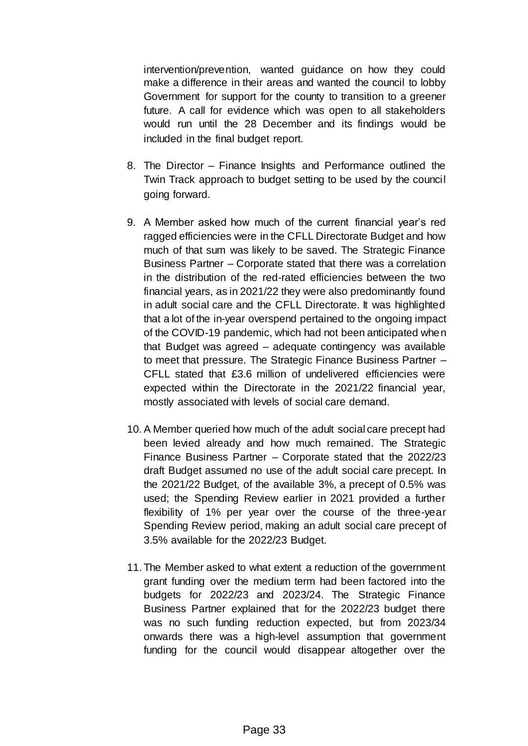intervention/prevention, wanted guidance on how they could make a difference in their areas and wanted the council to lobby Government for support for the county to transition to a greener future. A call for evidence which was open to all stakeholders would run until the 28 December and its findings would be included in the final budget report.

8. The Director – Finance Insights and Performance outlined the Twin Track approach to budget setting to be used by the council going forward.

9. A Member asked how much of the current financial year's red ragged efficiencies were in the CFLL Directorate Budget and how much of that sum was likely to be saved. The Strategic Finance Business Partner – Corporate stated that there was a correlation in the distribution of the red-rated efficiencies between the two financial years, as in 2021/22 they were also predominantly found in adult social care and the CFLL Directorate. It was highlighted that a lot of the in-year overspend pertained to the ongoing impact of the COVID-19 pandemic, which had not been anticipated when that Budget was agreed – adequate contingency was available to meet that pressure. The Strategic Finance Business Partner – CFLL stated that £3.6 million of undelivered efficiencies were expected within the Directorate in the 2021/22 financial year, mostly associated with levels of social care demand.

10. A Member queried how much of the adult social care precept had been levied already and how much remained. The Strategic Finance Business Partner – Corporate stated that the 2022/23 draft Budget assumed no use of the adult social care precept. In the 2021/22 Budget, of the available 3%, a precept of 0.5% was used; the Spending Review earlier in 2021 provided a further flexibility of 1% per year over the course of the three-year Spending Review period, making an adult social care precept of 3.5% available for the 2022/23 Budget.

11. The Member asked to what extent a reduction of the government grant funding over the medium term had been factored into the budgets for 2022/23 and 2023/24. The Strategic Finance Business Partner explained that for the 2022/23 budget there was no such funding reduction expected, but from 2023/34 onwards there was a high-level assumption that government funding for the council would disappear altogether over the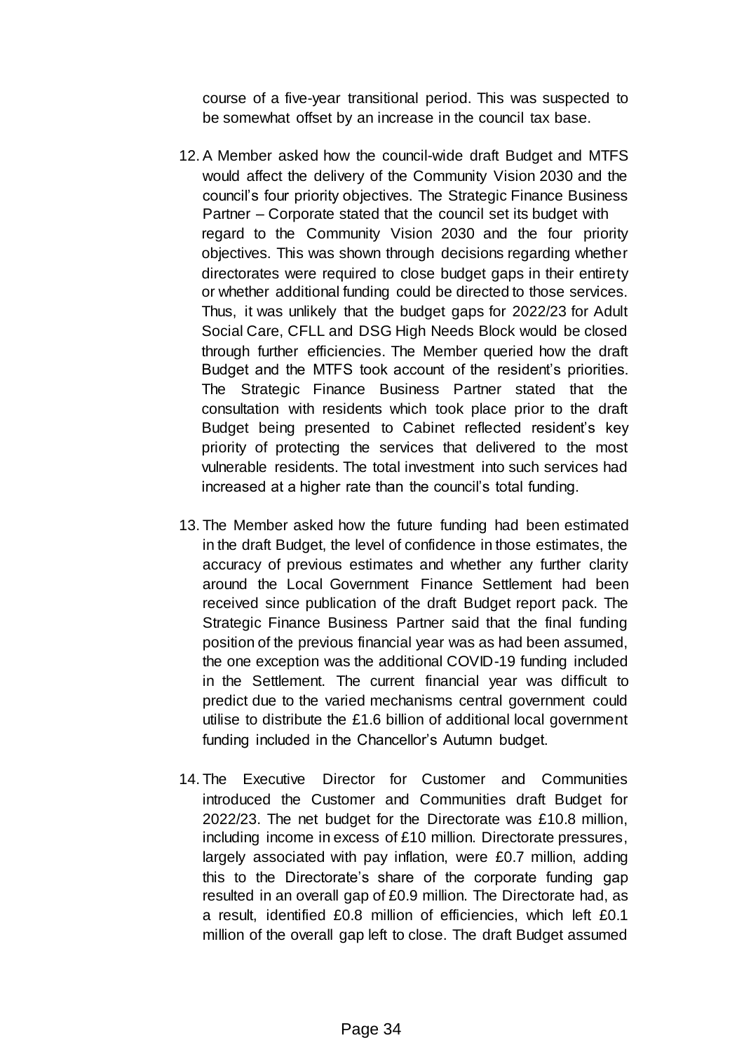course of a five-year transitional period. This was suspected to be somewhat offset by an increase in the council tax base.

12. A Member asked how the council-wide draft Budget and MTFS would affect the delivery of the Community Vision 2030 and the council's four priority objectives. The Strategic Finance Business Partner – Corporate stated that the council set its budget with regard to the Community Vision 2030 and the four priority objectives. This was shown through decisions regarding whether directorates were required to close budget gaps in their entirety or whether additional funding could be directed to those services. Thus, it was unlikely that the budget gaps for 2022/23 for Adult Social Care, CFLL and DSG High Needs Block would be closed through further efficiencies. The Member queried how the draft Budget and the MTFS took account of the resident's priorities. The Strategic Finance Business Partner stated that the consultation with residents which took place prior to the draft Budget being presented to Cabinet reflected resident's key priority of protecting the services that delivered to the most vulnerable residents. The total investment into such services had increased at a higher rate than the council's total funding.

13. The Member asked how the future funding had been estimated in the draft Budget, the level of confidence in those estimates, the accuracy of previous estimates and whether any further clarity around the Local Government Finance Settlement had been received since publication of the draft Budget report pack. The Strategic Finance Business Partner said that the final funding position of the previous financial year was as had been assumed, the one exception was the additional COVID-19 funding included in the Settlement. The current financial year was difficult to predict due to the varied mechanisms central government could utilise to distribute the £1.6 billion of additional local government funding included in the Chancellor's Autumn budget.

14. The Executive Director for Customer and Communities introduced the Customer and Communities draft Budget for 2022/23. The net budget for the Directorate was £10.8 million, including income in excess of £10 million. Directorate pressures, largely associated with pay inflation, were £0.7 million, adding this to the Directorate's share of the corporate funding gap resulted in an overall gap of £0.9 million. The Directorate had, as a result, identified £0.8 million of efficiencies, which left £0.1 million of the overall gap left to close. The draft Budget assumed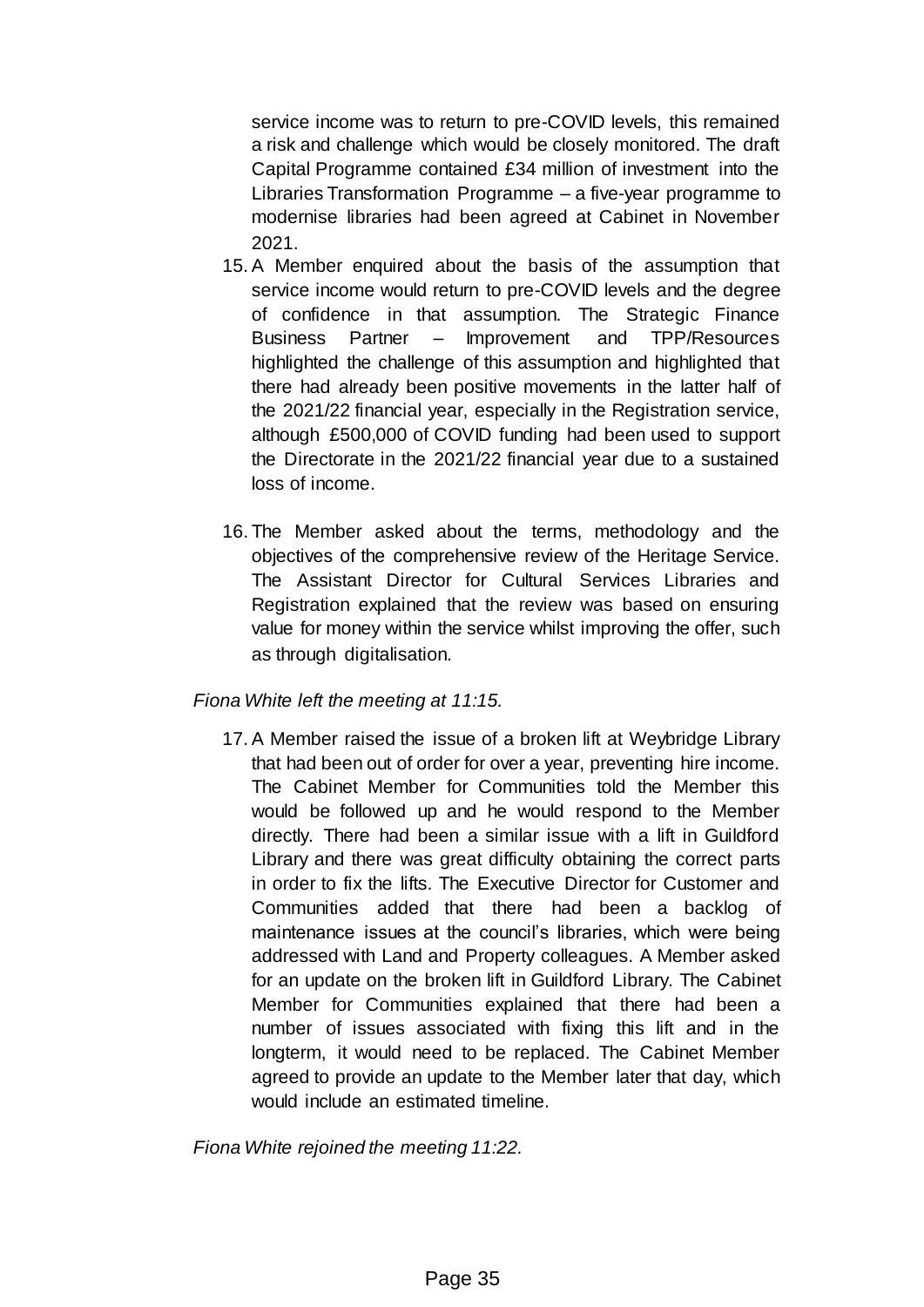service income was to return to pre-COVID levels, this remained a risk and challenge which would be closely monitored. The draft Capital Programme contained £34 million of investment into the Libraries Transformation Programme – a five-year programme to modernise libraries had been agreed at Cabinet in November 2021.

15. A Member enquired about the basis of the assumption that service income would return to pre-COVID levels and the degree of confidence in that assumption. The Strategic Finance Business Partner – Improvement and TPP/Resources highlighted the challenge of this assumption and highlighted that there had already been positive movements in the latter half of the 2021/22 financial year, especially in the Registration service, although £500,000 of COVID funding had been used to support the Directorate in the 2021/22 financial year due to a sustained loss of income.

16. The Member asked about the terms, methodology and the objectives of the comprehensive review of the Heritage Service. The Assistant Director for Cultural Services Libraries and Registration explained that the review was based on ensuring value for money within the service whilst improving the offer, such as through digitalisation.

*Fiona White left the meeting at 11:15.*

17. A Member raised the issue of a broken lift at Weybridge Library that had been out of order for over a year, preventing hire income. The Cabinet Member for Communities told the Member this would be followed up and he would respond to the Member directly. There had been a similar issue with a lift in Guildford Library and there was great difficulty obtaining the correct parts in order to fix the lifts. The Executive Director for Customer and Communities added that there had been a backlog of maintenance issues at the council's libraries, which were being addressed with Land and Property colleagues. A Member asked for an update on the broken lift in Guildford Library. The Cabinet Member for Communities explained that there had been a number of issues associated with fixing this lift and in the longterm, it would need to be replaced. The Cabinet Member agreed to provide an update to the Member later that day, which would include an estimated timeline.

*Fiona White rejoined the meeting 11:22.*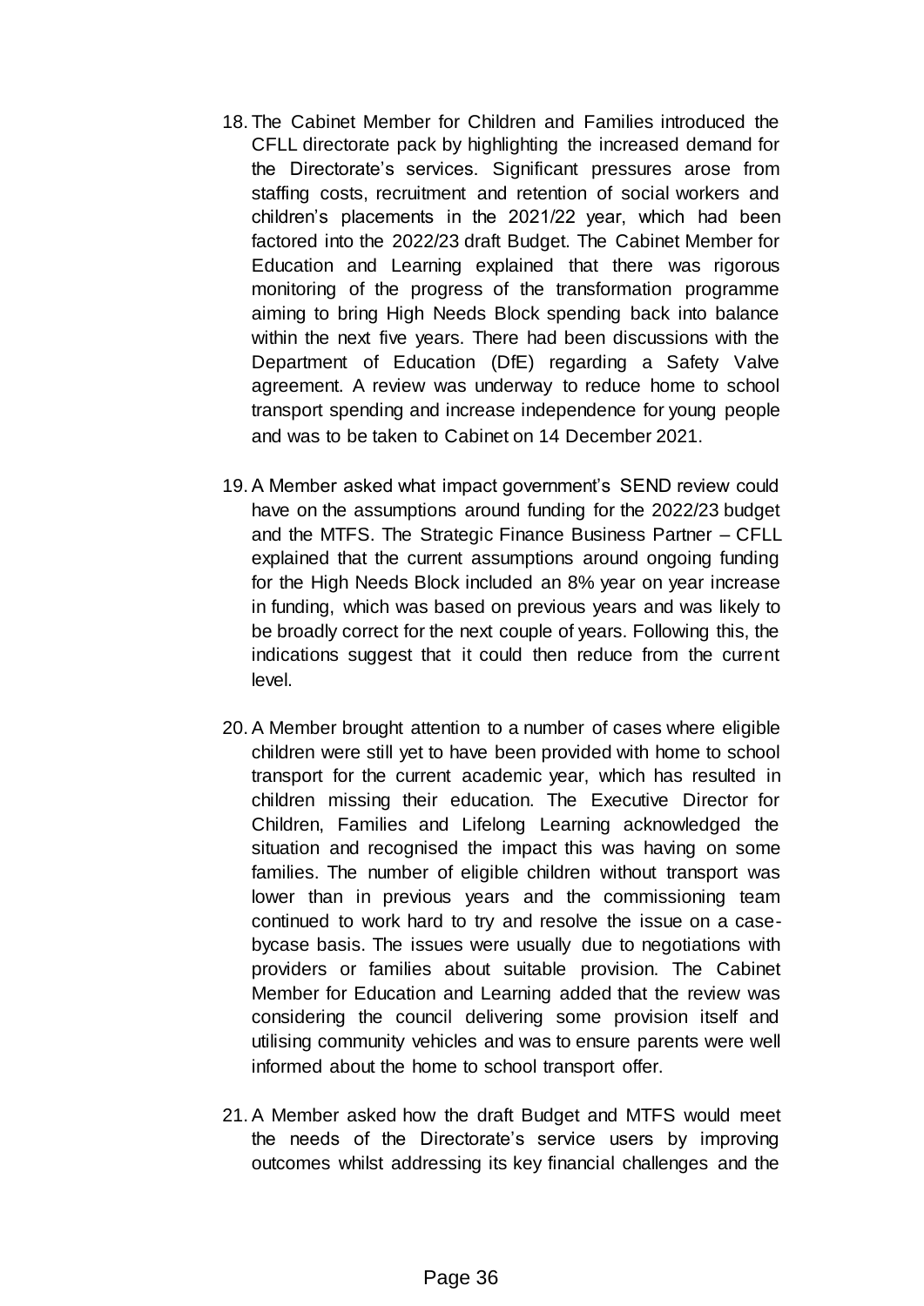18. The Cabinet Member for Children and Families introduced the CFLL directorate pack by highlighting the increased demand for the Directorate's services. Significant pressures arose from staffing costs, recruitment and retention of social workers and children's placements in the 2021/22 year, which had been factored into the 2022/23 draft Budget. The Cabinet Member for Education and Learning explained that there was rigorous monitoring of the progress of the transformation programme aiming to bring High Needs Block spending back into balance within the next five years. There had been discussions with the Department of Education (DfE) regarding a Safety Valve agreement. A review was underway to reduce home to school transport spending and increase independence for young people and was to be taken to Cabinet on 14 December 2021.

19. A Member asked what impact government's SEND review could have on the assumptions around funding for the 2022/23 budget and the MTFS. The Strategic Finance Business Partner – CFLL explained that the current assumptions around ongoing funding for the High Needs Block included an 8% year on year increase in funding, which was based on previous years and was likely to be broadly correct for the next couple of years. Following this, the indications suggest that it could then reduce from the current level.

20. A Member brought attention to a number of cases where eligible children were still yet to have been provided with home to school transport for the current academic year, which has resulted in children missing their education. The Executive Director for Children, Families and Lifelong Learning acknowledged the situation and recognised the impact this was having on some families. The number of eligible children without transport was lower than in previous years and the commissioning team continued to work hard to try and resolve the issue on a case-bycase basis. The issues were usually due to negotiations with providers or families about suitable provision. The Cabinet Member for Education and Learning added that the review was considering the council delivering some provision itself and utilising community vehicles and was to ensure parents were well informed about the home to school transport offer.

21. A Member asked how the draft Budget and MTFS would meet the needs of the Directorate's service users by improving outcomes whilst addressing its key financial challenges and the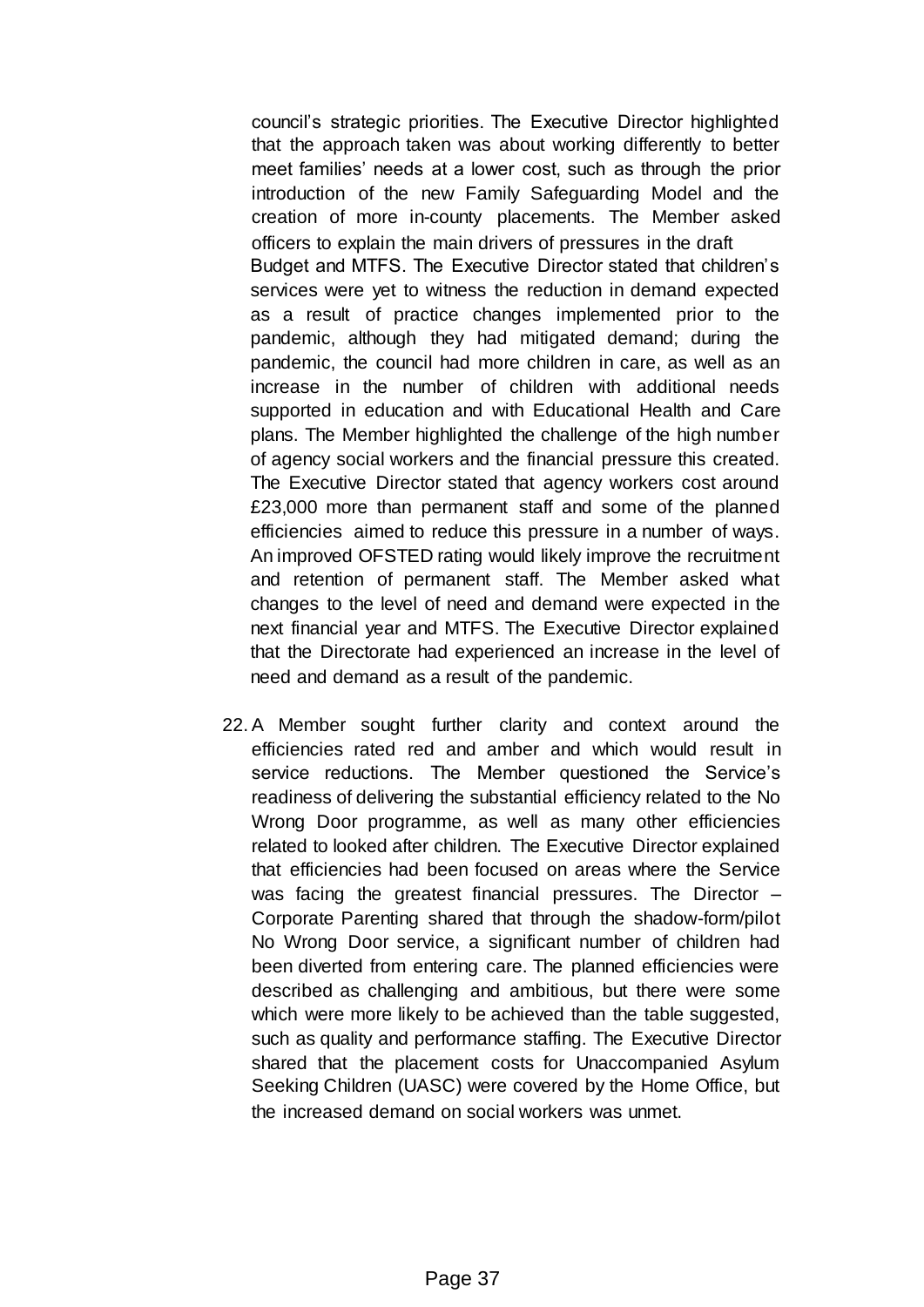council's strategic priorities. The Executive Director highlighted that the approach taken was about working differently to better meet families' needs at a lower cost, such as through the prior introduction of the new Family Safeguarding Model and the creation of more in-county placements. The Member asked officers to explain the main drivers of pressures in the draft Budget and MTFS. The Executive Director stated that children's services were yet to witness the reduction in demand expected as a result of practice changes implemented prior to the pandemic, although they had mitigated demand; during the pandemic, the council had more children in care, as well as an increase in the number of children with additional needs supported in education and with Educational Health and Care plans. The Member highlighted the challenge of the high number of agency social workers and the financial pressure this created. The Executive Director stated that agency workers cost around £23,000 more than permanent staff and some of the planned efficiencies aimed to reduce this pressure in a number of ways. An improved OFSTED rating would likely improve the recruitment and retention of permanent staff. The Member asked what changes to the level of need and demand were expected in the next financial year and MTFS. The Executive Director explained that the Directorate had experienced an increase in the level of need and demand as a result of the pandemic.

22. A Member sought further clarity and context around the efficiencies rated red and amber and which would result in service reductions. The Member questioned the Service's readiness of delivering the substantial efficiency related to the No Wrong Door programme, as well as many other efficiencies related to looked after children. The Executive Director explained that efficiencies had been focused on areas where the Service was facing the greatest financial pressures. The Director – Corporate Parenting shared that through the shadow-form/pilot No Wrong Door service, a significant number of children had been diverted from entering care. The planned efficiencies were described as challenging and ambitious, but there were some which were more likely to be achieved than the table suggested, such as quality and performance staffing. The Executive Director shared that the placement costs for Unaccompanied Asylum Seeking Children (UASC) were covered by the Home Office, but the increased demand on social workers was unmet.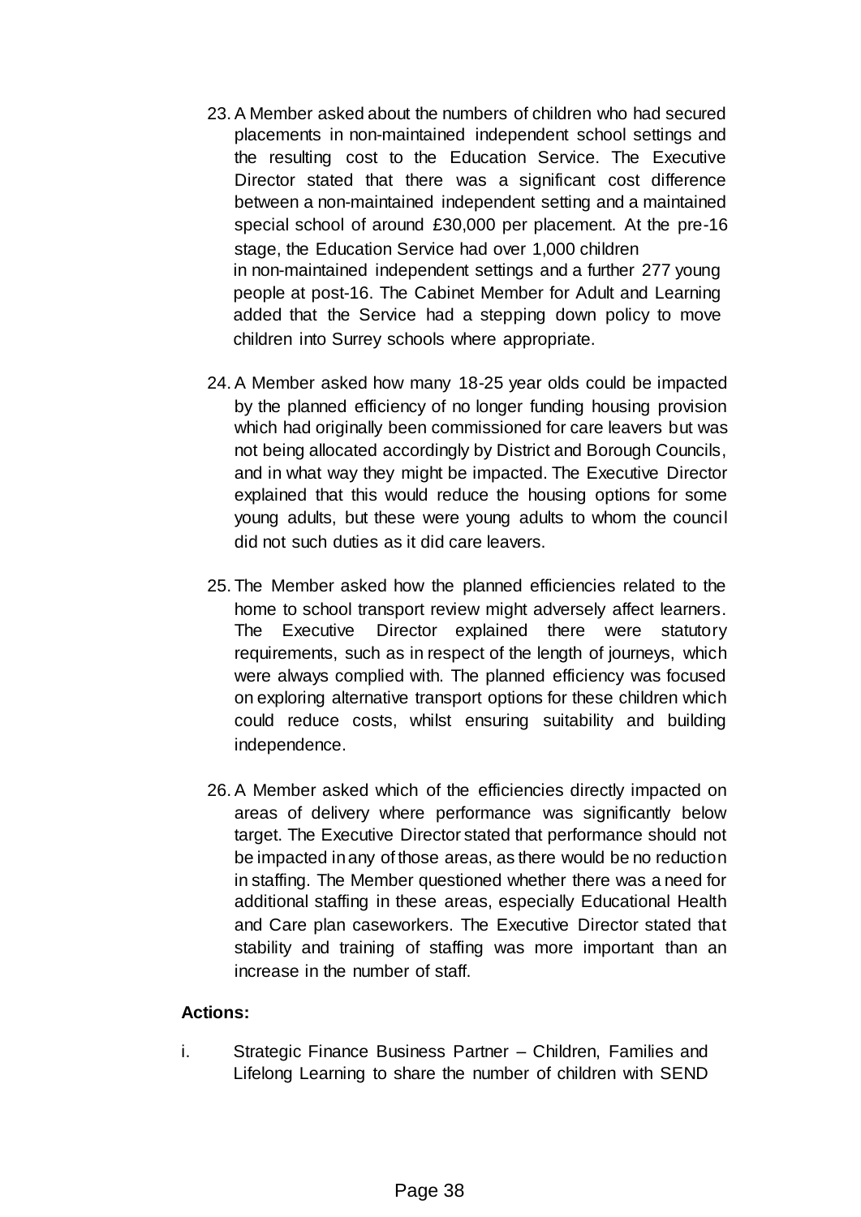23. A Member asked about the numbers of children who had secured placements in non-maintained independent school settings and the resulting cost to the Education Service. The Executive Director stated that there was a significant cost difference between a non-maintained independent setting and a maintained special school of around £30,000 per placement. At the pre-16 stage, the Education Service had over 1,000 children in non-maintained independent settings and a further 277 young people at post-16. The Cabinet Member for Adult and Learning added that the Service had a stepping down policy to move children into Surrey schools where appropriate.

24. A Member asked how many 18-25 year olds could be impacted by the planned efficiency of no longer funding housing provision which had originally been commissioned for care leavers but was not being allocated accordingly by District and Borough Councils, and in what way they might be impacted. The Executive Director explained that this would reduce the housing options for some young adults, but these were young adults to whom the council did not such duties as it did care leavers.

25. The Member asked how the planned efficiencies related to the home to school transport review might adversely affect learners. The Executive Director explained there were statutory requirements, such as in respect of the length of journeys, which were always complied with. The planned efficiency was focused on exploring alternative transport options for these children which could reduce costs, whilst ensuring suitability and building independence.

26. A Member asked which of the efficiencies directly impacted on areas of delivery where performance was significantly below target. The Executive Director stated that performance should not be impacted in any of those areas, as there would be no reduction in staffing. The Member questioned whether there was a need for additional staffing in these areas, especially Educational Health and Care plan caseworkers. The Executive Director stated that stability and training of staffing was more important than an increase in the number of staff.

**Actions:**

i. Strategic Finance Business Partner – Children, Families and Lifelong Learning to share the number of children with SEND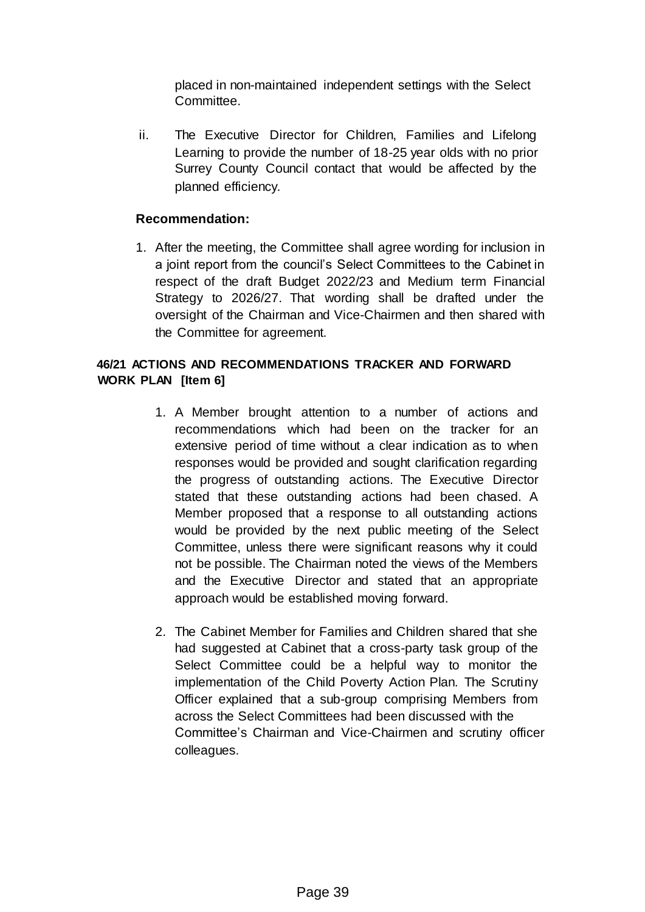placed in non-maintained independent settings with the Select Committee.

ii. The Executive Director for Children, Families and Lifelong Learning to provide the number of 18-25 year olds with no prior Surrey County Council contact that would be affected by the planned efficiency.

**Recommendation:**

1. After the meeting, the Committee shall agree wording for inclusion in a joint report from the council's Select Committees to the Cabinet in respect of the draft Budget 2022/23 and Medium term Financial Strategy to 2026/27. That wording shall be drafted under the oversight of the Chairman and Vice-Chairmen and then shared with the Committee for agreement.

**46/21 ACTIONS AND RECOMMENDATIONS TRACKER AND FORWARD WORK PLAN [Item 6]**

1. A Member brought attention to a number of actions and recommendations which had been on the tracker for an extensive period of time without a clear indication as to when responses would be provided and sought clarification regarding the progress of outstanding actions. The Executive Director stated that these outstanding actions had been chased. A Member proposed that a response to all outstanding actions would be provided by the next public meeting of the Select Committee, unless there were significant reasons why it could not be possible. The Chairman noted the views of the Members and the Executive Director and stated that an appropriate approach would be established moving forward.

2. The Cabinet Member for Families and Children shared that she had suggested at Cabinet that a cross-party task group of the Select Committee could be a helpful way to monitor the implementation of the Child Poverty Action Plan. The Scrutiny Officer explained that a sub-group comprising Members from across the Select Committees had been discussed with the Committee's Chairman and Vice-Chairmen and scrutiny officer colleagues.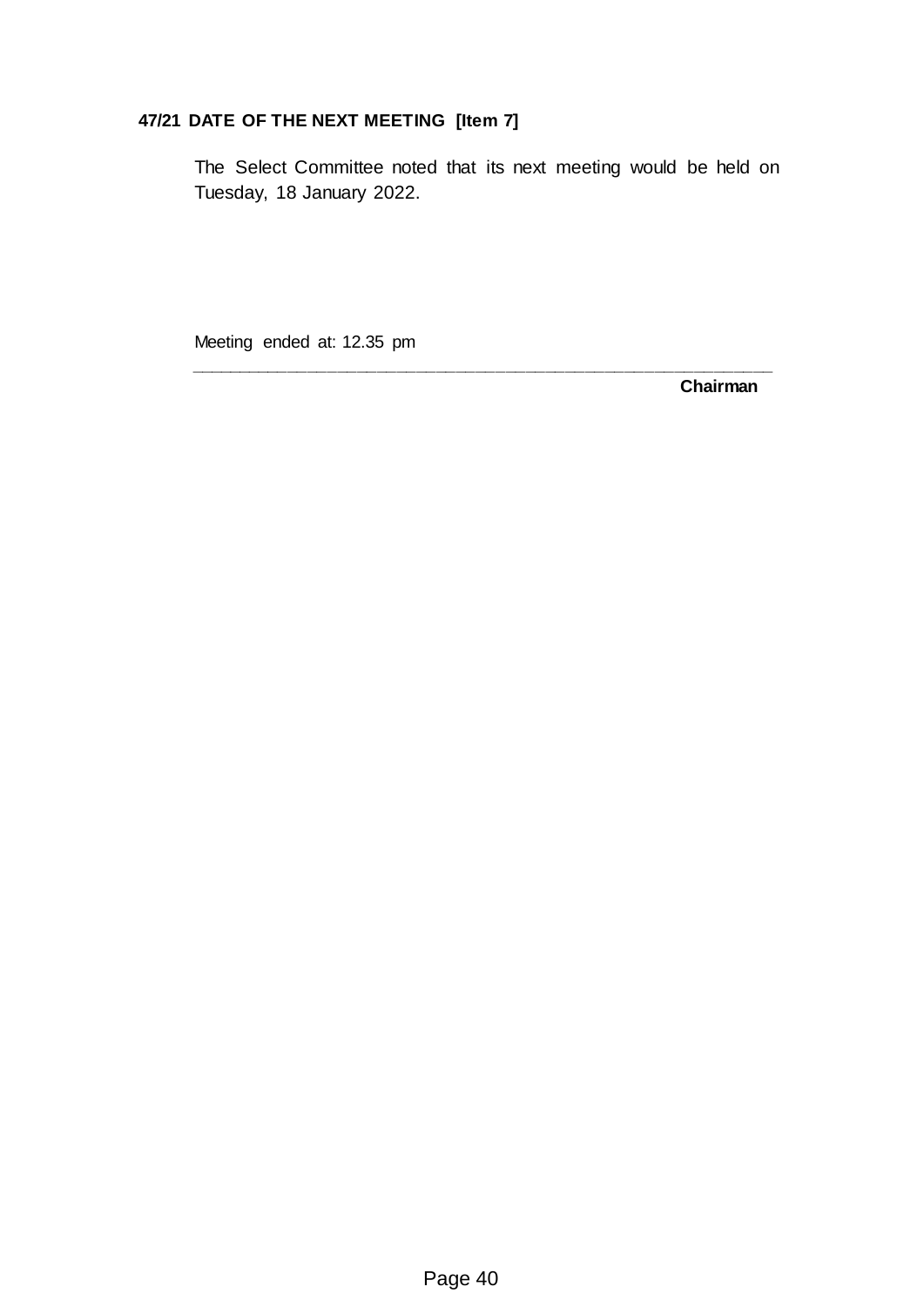**47/21 DATE OF THE NEXT MEETING [Item 7]**

The Select Committee noted that its next meeting would be held on Tuesday, 18 January 2022.

Meeting ended at: 12.35 pm

\_\_\_\_\_\_\_\_\_\_\_\_\_\_\_\_\_\_\_\_\_\_\_\_\_\_\_\_\_\_\_\_\_\_\_\_\_\_\_\_\_\_\_\_\_\_\_\_\_\_\_\_\_\_\_\_

**Chairman**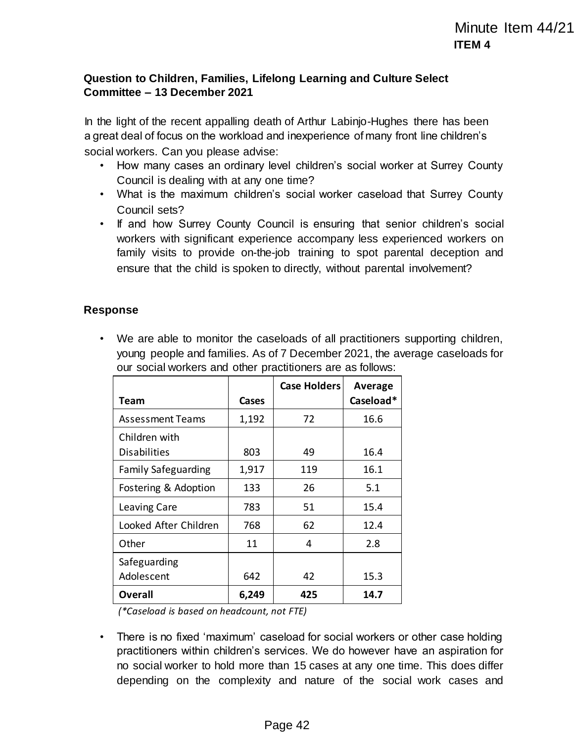Minute Item 44/21
**ITEM 4**

**Question to Children, Families, Lifelong Learning and Culture Select Committee – 13 December 2021**

In the light of the recent appalling death of Arthur Labinjo-Hughes there has been a great deal of focus on the workload and inexperience of many front line children's social workers. Can you please advise:

- How many cases an ordinary level children's social worker at Surrey County Council is dealing with at any one time?
- What is the maximum children's social worker caseload that Surrey County Council sets?
- If and how Surrey County Council is ensuring that senior children's social workers with significant experience accompany less experienced workers on family visits to provide on-the-job training to spot parental deception and ensure that the child is spoken to directly, without parental involvement?

**Response**

- We are able to monitor the caseloads of all practitioners supporting children, young people and families. As of 7 December 2021, the average caseloads for our social workers and other practitioners are as follows:

| Team | Cases | Case Holders | Average Caseload* |
|---|---|---|---|
| Assessment Teams | 1,192 | 72 | 16.6 |
| Children with Disabilities | 803 | 49 | 16.4 |
| Family Safeguarding | 1,917 | 119 | 16.1 |
| Fostering & Adoption | 133 | 26 | 5.1 |
| Leaving Care | 783 | 51 | 15.4 |
| Looked After Children | 768 | 62 | 12.4 |
| Other | 11 | 4 | 2.8 |
| Safeguarding Adolescent | 642 | 42 | 15.3 |
| **Overall** | **6,249** | **425** | **14.7** |

*(\*Caseload is based on headcount, not FTE)*

- There is no fixed 'maximum' caseload for social workers or other case holding practitioners within children's services. We do however have an aspiration for no social worker to hold more than 15 cases at any one time. This does differ depending on the complexity and nature of the social work cases and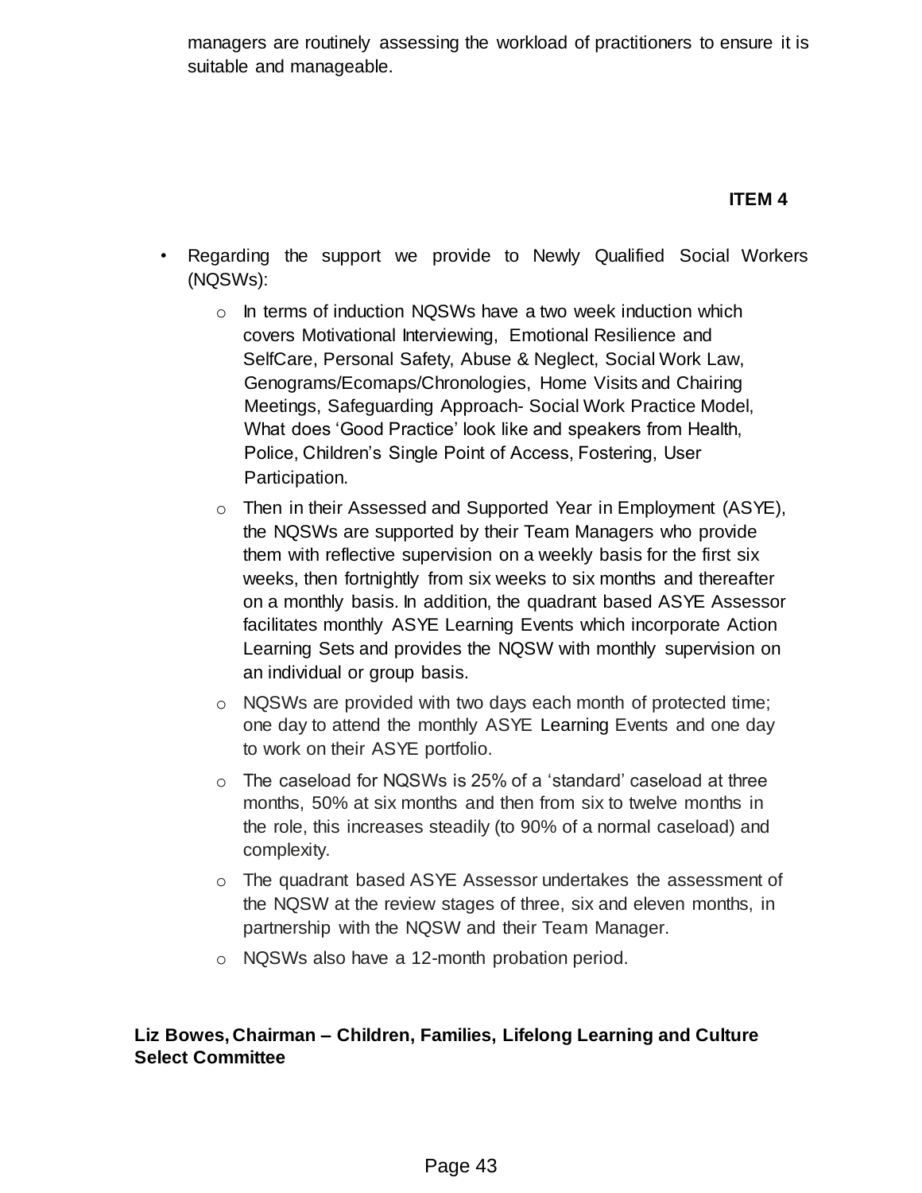managers are routinely assessing the workload of practitioners to ensure it is suitable and manageable.

**ITEM 4**

- Regarding the support we provide to Newly Qualified Social Workers (NQSWs):
  - In terms of induction NQSWs have a two week induction which covers Motivational Interviewing, Emotional Resilience and SelfCare, Personal Safety, Abuse & Neglect, Social Work Law, Genograms/Ecomaps/Chronologies, Home Visits and Chairing Meetings, Safeguarding Approach- Social Work Practice Model, What does 'Good Practice' look like and speakers from Health, Police, Children's Single Point of Access, Fostering, User Participation.
  - Then in their Assessed and Supported Year in Employment (ASYE), the NQSWs are supported by their Team Managers who provide them with reflective supervision on a weekly basis for the first six weeks, then fortnightly from six weeks to six months and thereafter on a monthly basis. In addition, the quadrant based ASYE Assessor facilitates monthly ASYE Learning Events which incorporate Action Learning Sets and provides the NQSW with monthly supervision on an individual or group basis.
  - NQSWs are provided with two days each month of protected time; one day to attend the monthly ASYE Learning Events and one day to work on their ASYE portfolio.
  - The caseload for NQSWs is 25% of a 'standard' caseload at three months, 50% at six months and then from six to twelve months in the role, this increases steadily (to 90% of a normal caseload) and complexity.
  - The quadrant based ASYE Assessor undertakes the assessment of the NQSW at the review stages of three, six and eleven months, in partnership with the NQSW and their Team Manager.
  - NQSWs also have a 12-month probation period.

**Liz Bowes, Chairman – Children, Families, Lifelong Learning and Culture Select Committee**